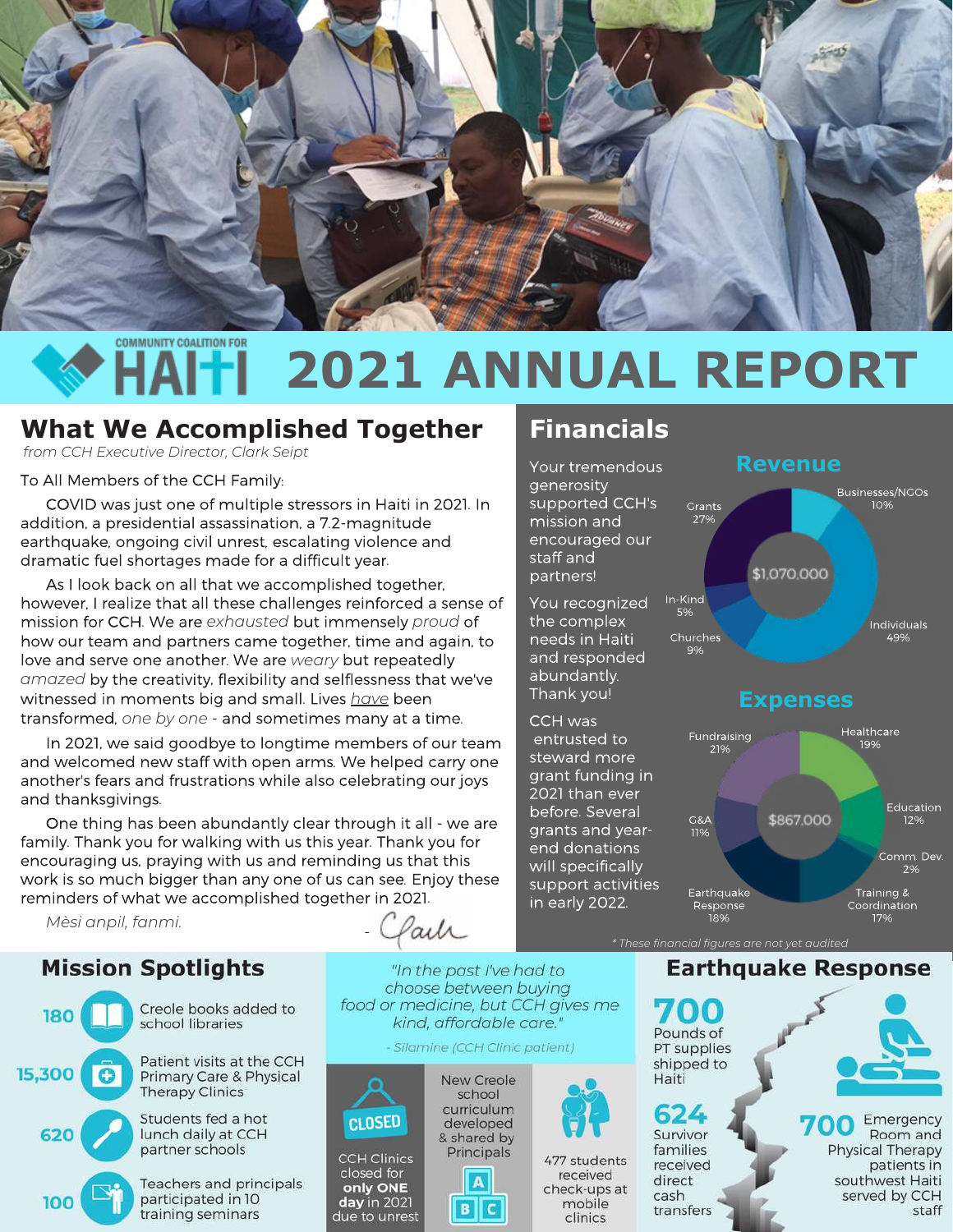# COMMUNITY COALITION FOR HAITI 2021 ANNUAL REPORT

## What We Accomplished Together

*from CCH Executive Director, Clark Seipt*

To All Members of the CCH Family:

COVID was just one of multiple stressors in Haiti in 2021. In addition, a presidential assassination, a 7.2-magnitude earthquake, ongoing civil unrest, escalating violence and dramatic fuel shortages made for a difficult year.

As I look back on all that we accomplished together, however, I realize that all these challenges reinforced a sense of mission for CCH. We are *exhausted* but immensely *proud* of how our team and partners came together, time and again, to love and serve one another. We are *weary* but repeatedly *amazed* by the creativity, flexibility and selflessness that we've witnessed in moments big and small. Lives *have* been transformed, *one by one* - and sometimes many at a time.

In 2021, we said goodbye to longtime members of our team and welcomed new staff with open arms. We helped carry one another's fears and frustrations while also celebrating our joys and thanksgivings.

One thing has been abundantly clear through it all - we are family. Thank you for walking with us this year. Thank you for encouraging us, praying with us and reminding us that this work is so much bigger than any one of us can see. Enjoy these reminders of what we accomplished together in 2021.

*Mèsi anpil, fanmi.* - Clark

## Financials

Your tremendous generosity supported CCH's mission and encouraged our staff and partners!

You recognized the complex needs in Haiti and responded abundantly. Thank you!

CCH was entrusted to steward more grant funding in 2021 than ever before. Several grants and year-end donations will specifically support activities in early 2022.

### Revenue

$1,070,000

| Source | Share |
|---|---|
| Individuals | 49% |
| Grants | 27% |
| Businesses/NGOs | 10% |
| Churches | 9% |
| In-Kind | 5% |

### Expenses

$867,000

| Category | Share |
|---|---|
| Fundraising | 21% |
| Healthcare | 19% |
| Earthquake Response | 18% |
| Training & Coordination | 17% |
| Education | 12% |
| G&A | 11% |
| Comm. Dev. | 2% |

\* These financial figures are not yet audited

## Mission Spotlights

- **180** Creole books added to school libraries
- **15,300** Patient visits at the CCH Primary Care & Physical Therapy Clinics
- **620** Students fed a hot lunch daily at CCH partner schools
- **100** Teachers and principals participated in 10 training seminars

*"In the past I've had to choose between buying food or medicine, but CCH gives me kind, affordable care."*

*- Silamine (CCH Clinic patient)*

- CCH Clinics closed for **only ONE day** in 2021 due to unrest
- New Creole school curriculum developed & shared by Principals
- 477 students received check-ups at mobile clinics

## Earthquake Response

- **700** Pounds of PT supplies shipped to Haiti
- **624** Survivor families received direct cash transfers
- **700** Emergency Room and Physical Therapy patients in southwest Haiti served by CCH staff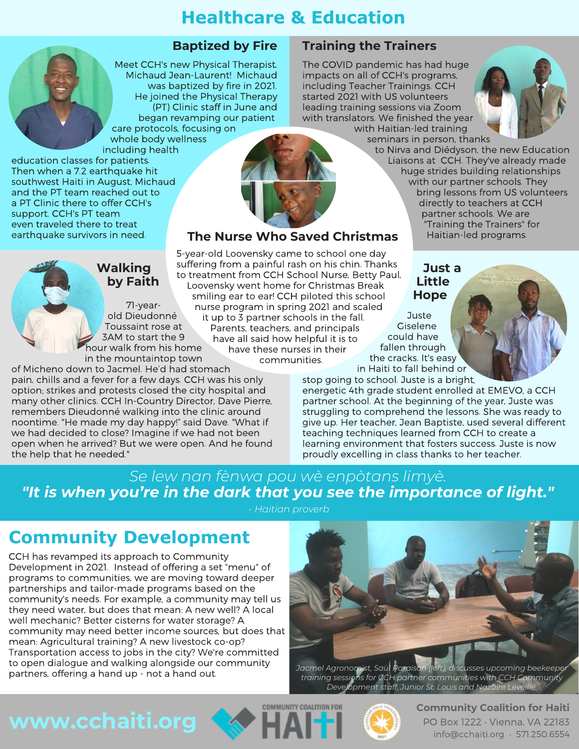# Healthcare & Education

## Baptized by Fire

Meet CCH's new Physical Therapist, Michaud Jean-Laurent! Michaud was baptized by fire in 2021. He joined the Physical Therapy (PT) Clinic staff in June and began revamping our patient care protocols, focusing on whole body wellness including health education classes for patients. Then when a 7.2 earthquake hit southwest Haiti in August, Michaud and the PT team reached out to a PT Clinic there to offer CCH's support. CCH's PT team even traveled there to treat earthquake survivors in need.

## Training the Trainers

The COVID pandemic has had huge impacts on all of CCH's programs, including Teacher Trainings. CCH started 2021 with US volunteers leading training sessions via Zoom with translators. We finished the year with Haitian-led training seminars in person, thanks to Nirva and Diédyson, the new Education Liaisons at CCH. They've already made huge strides building relationships with our partner schools. They bring lessons from US volunteers directly to teachers at CCH partner schools. We are "Training the Trainers" for Haitian-led programs.

## The Nurse Who Saved Christmas

5-year-old Loovensky came to school one day suffering from a painful rash on his chin. Thanks to treatment from CCH School Nurse, Betty Paul, Loovensky went home for Christmas Break smiling ear to ear! CCH piloted this school nurse program in spring 2021 and scaled it up to 3 partner schools in the fall. Parents, teachers, and principals have all said how helpful it is to have these nurses in their communities.

## Walking by Faith

71-year-old Dieudonné Toussaint rose at 3AM to start the 9 hour walk from his home in the mountaintop town of Micheno down to Jacmel. He'd had stomach pain, chills and a fever for a few days. CCH was his only option; strikes and protests closed the city hospital and many other clinics. CCH In-Country Director, Dave Pierre, remembers Dieudonné walking into the clinic around noontime. "He made my day happy!" said Dave. "What if we had decided to close? Imagine if we had not been open when he arrived? But we were open. And he found the help that he needed."

## Just a Little Hope

Juste Giselene could have fallen through the cracks. It's easy in Haiti to fall behind or stop going to school. Juste is a bright, energetic 4th grade student enrolled at EMEVO, a CCH partner school. At the beginning of the year, Juste was struggling to comprehend the lessons. She was ready to give up. Her teacher, Jean Baptiste, used several different teaching techniques learned from CCH to create a learning environment that fosters success. Juste is now proudly excelling in class thanks to her teacher.

*Se lew nan fènwa pou wè enpòtans limyè.*

***"It is when you're in the dark that you see the importance of light."***

*- Haitian proverb*

# Community Development

CCH has revamped its approach to Community Development in 2021. Instead of offering a set "menu" of programs to communities, we are moving toward deeper partnerships and tailor-made programs based on the community's needs. For example, a community may tell us they need water, but does that mean: A new well? A local well mechanic? Better cisterns for water storage? A community may need better income sources, but does that mean: Agricultural training? A new livestock co-op? Transportation access to jobs in the city? We're committed to open dialogue and walking alongside our community partners, offering a hand up - not a hand out.

*Jacmel Agronomist, Saül Poraison (left), discusses upcoming beekeeper training sessions for CCH partner communities with CCH Community Development staff, Junior St. Louis and Nazaire Leveillé.*

**www.cchaiti.org**

COMMUNITY COALITION FOR HAITI

**Community Coalition for Haiti**
PO Box 1222 · Vienna, VA 22183
info@cchaiti.org · 571.250.6554